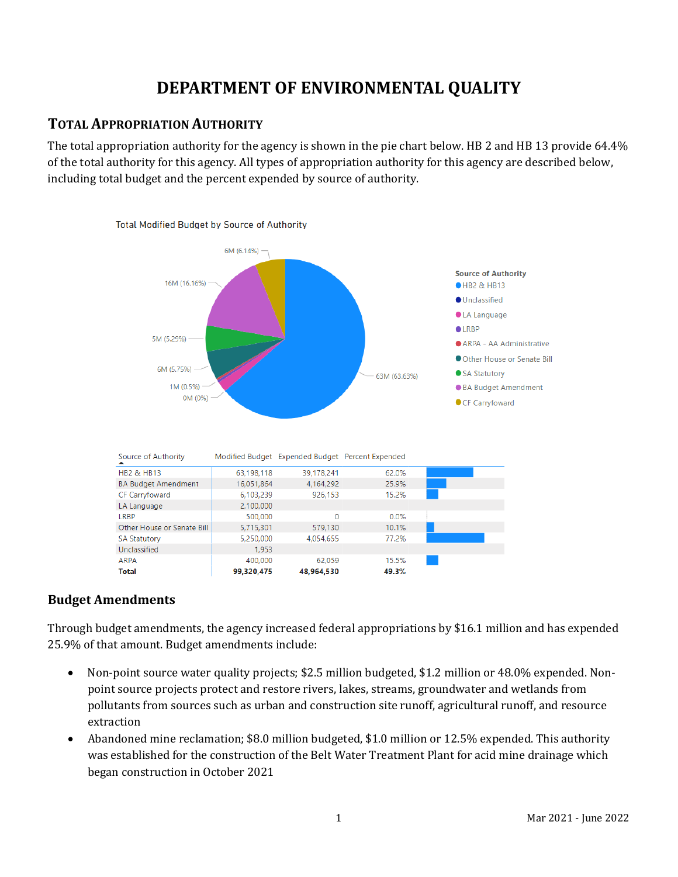# DEPARTMENT OF ENVIRONMENTAL QUALITY

## Total Appropriation Authority

The total appropriation authority for the agency is shown in the pie chart below. HB 2 and HB 13 provide 64.4% of the total authority for this agency. All types of appropriation authority for this agency are described below, including total budget and the percent expended by source of authority.

Total Modified Budget by Source of Authority

| Source of Authority | Modified Budget | Expended Budget | Percent Expended |
|---|---|---|---|
| HB2 & HB13 | 63,198,118 | 39,178,241 | 62.0% |
| BA Budget Amendment | 16,051,864 | 4,164,292 | 25.9% |
| CF Carryfoward | 6,103,239 | 926,153 | 15.2% |
| LA Language | 2,100,000 | | |
| LRBP | 500,000 | 0 | 0.0% |
| Other House or Senate Bill | 5,715,301 | 579,130 | 10.1% |
| SA Statutory | 5,250,000 | 4,054,655 | 77.2% |
| Unclassified | 1,953 | | |
| ARPA | 400,000 | 62,059 | 15.5% |
| **Total** | **99,320,475** | **48,964,530** | **49.3%** |

### Budget Amendments

Through budget amendments, the agency increased federal appropriations by $16.1 million and has expended 25.9% of that amount. Budget amendments include:

- Non-point source water quality projects; $2.5 million budgeted, $1.2 million or 48.0% expended. Non-point source projects protect and restore rivers, lakes, streams, groundwater and wetlands from pollutants from sources such as urban and construction site runoff, agricultural runoff, and resource extraction
- Abandoned mine reclamation; $8.0 million budgeted, $1.0 million or 12.5% expended. This authority was established for the construction of the Belt Water Treatment Plant for acid mine drainage which began construction in October 2021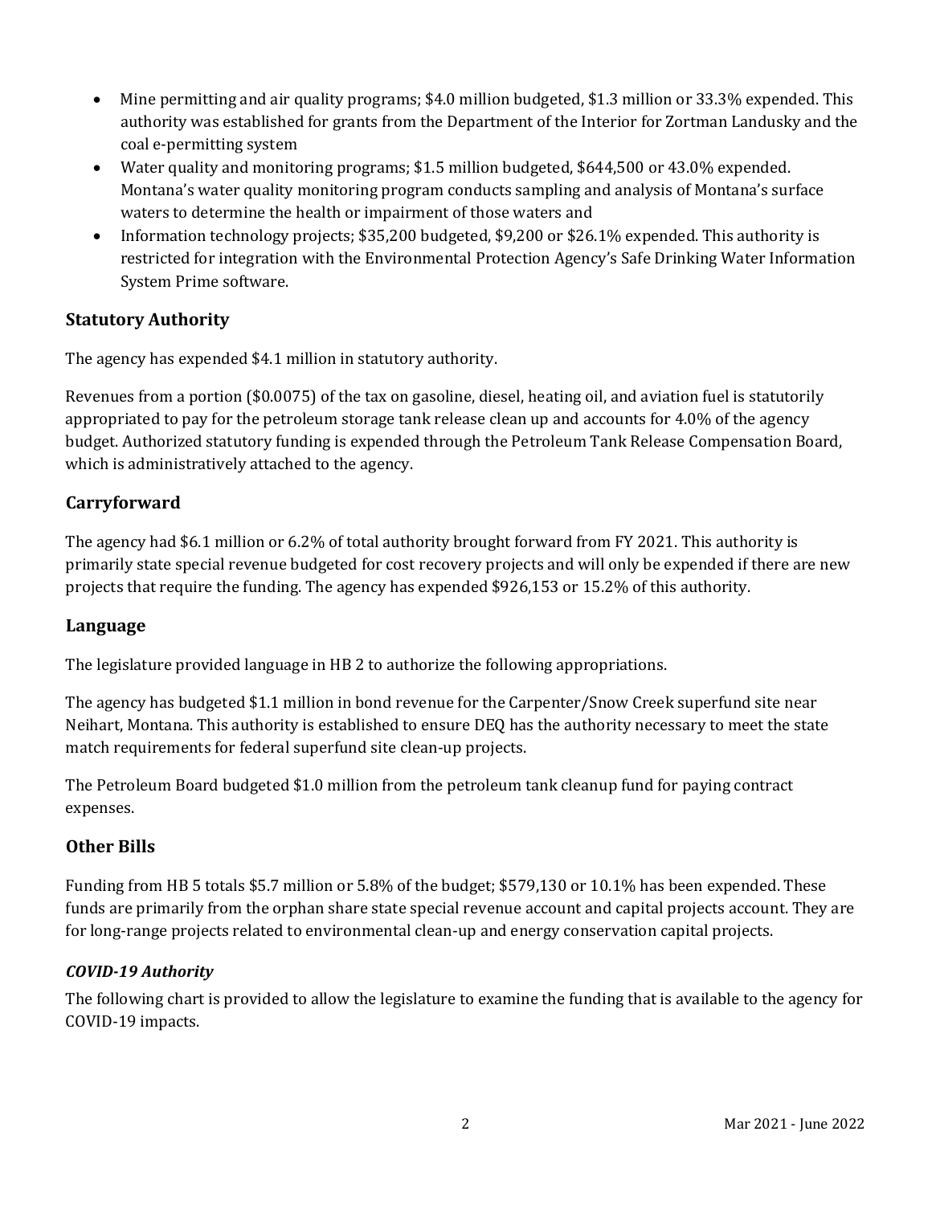- Mine permitting and air quality programs; $4.0 million budgeted, $1.3 million or 33.3% expended. This authority was established for grants from the Department of the Interior for Zortman Landusky and the coal e-permitting system
- Water quality and monitoring programs; $1.5 million budgeted, $644,500 or 43.0% expended. Montana's water quality monitoring program conducts sampling and analysis of Montana's surface waters to determine the health or impairment of those waters and
- Information technology projects; $35,200 budgeted, $9,200 or $26.1% expended. This authority is restricted for integration with the Environmental Protection Agency's Safe Drinking Water Information System Prime software.

## Statutory Authority

The agency has expended $4.1 million in statutory authority.

Revenues from a portion ($0.0075) of the tax on gasoline, diesel, heating oil, and aviation fuel is statutorily appropriated to pay for the petroleum storage tank release clean up and accounts for 4.0% of the agency budget. Authorized statutory funding is expended through the Petroleum Tank Release Compensation Board, which is administratively attached to the agency.

## Carryforward

The agency had $6.1 million or 6.2% of total authority brought forward from FY 2021. This authority is primarily state special revenue budgeted for cost recovery projects and will only be expended if there are new projects that require the funding. The agency has expended $926,153 or 15.2% of this authority.

## Language

The legislature provided language in HB 2 to authorize the following appropriations.

The agency has budgeted $1.1 million in bond revenue for the Carpenter/Snow Creek superfund site near Neihart, Montana. This authority is established to ensure DEQ has the authority necessary to meet the state match requirements for federal superfund site clean-up projects.

The Petroleum Board budgeted $1.0 million from the petroleum tank cleanup fund for paying contract expenses.

## Other Bills

Funding from HB 5 totals $5.7 million or 5.8% of the budget; $579,130 or 10.1% has been expended. These funds are primarily from the orphan share state special revenue account and capital projects account. They are for long-range projects related to environmental clean-up and energy conservation capital projects.

### *COVID-19 Authority*

The following chart is provided to allow the legislature to examine the funding that is available to the agency for COVID-19 impacts.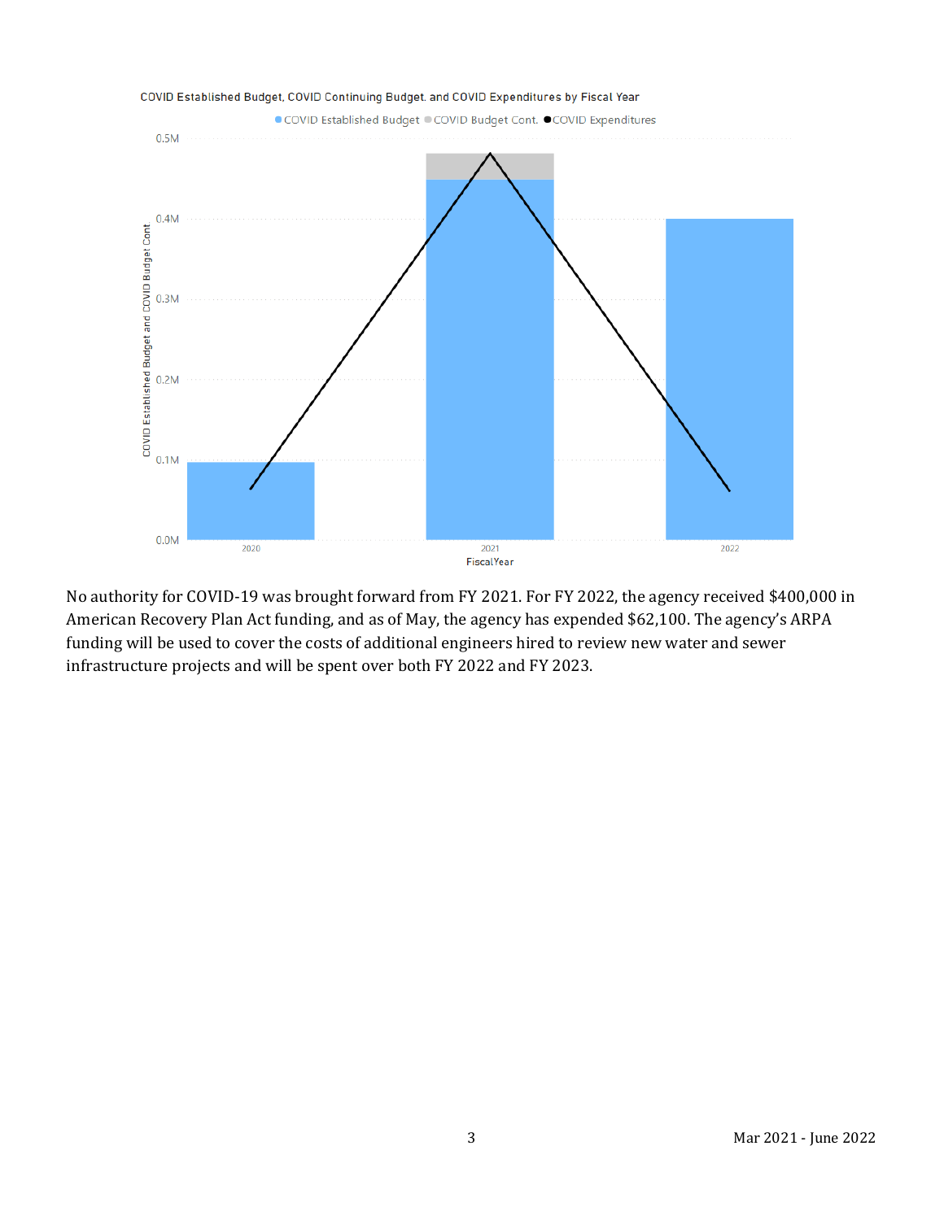COVID Established Budget, COVID Continuing Budget, and COVID Expenditures by Fiscal Year

No authority for COVID-19 was brought forward from FY 2021. For FY 2022, the agency received $400,000 in American Recovery Plan Act funding, and as of May, the agency has expended $62,100. The agency's ARPA funding will be used to cover the costs of additional engineers hired to review new water and sewer infrastructure projects and will be spent over both FY 2022 and FY 2023.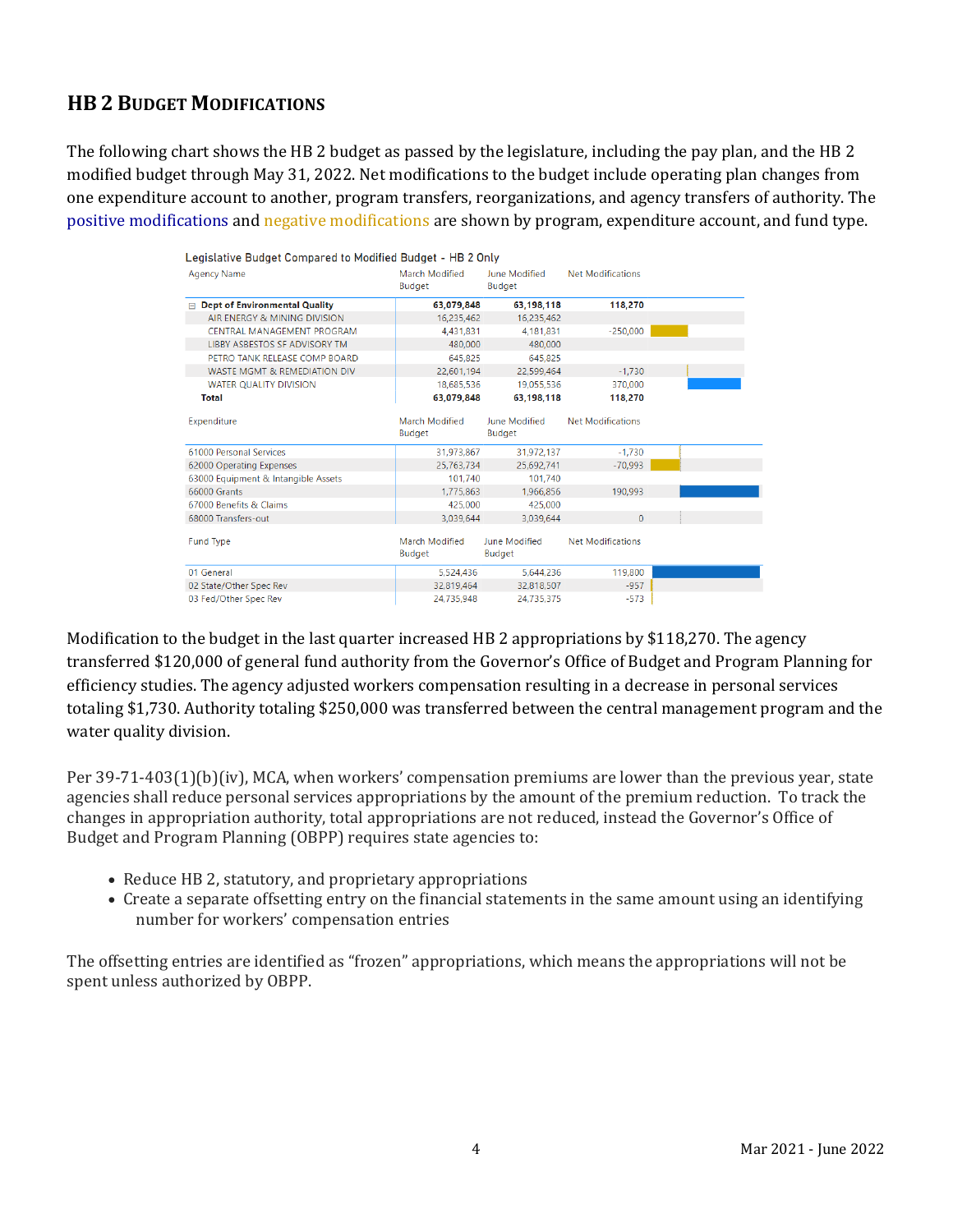## HB 2 Budget Modifications

The following chart shows the HB 2 budget as passed by the legislature, including the pay plan, and the HB 2 modified budget through May 31, 2022. Net modifications to the budget include operating plan changes from one expenditure account to another, program transfers, reorganizations, and agency transfers of authority. The positive modifications and negative modifications are shown by program, expenditure account, and fund type.

Legislative Budget Compared to Modified Budget - HB 2 Only

| Agency Name | March Modified Budget | June Modified Budget | Net Modifications |
|---|---|---|---|
| **Dept of Environmental Quality** | **63,079,848** | **63,198,118** | **118,270** |
| AIR ENERGY & MINING DIVISION | 16,235,462 | 16,235,462 | |
| CENTRAL MANAGEMENT PROGRAM | 4,431,831 | 4,181,831 | -250,000 |
| LIBBY ASBESTOS SF ADVISORY TM | 480,000 | 480,000 | |
| PETRO TANK RELEASE COMP BOARD | 645,825 | 645,825 | |
| WASTE MGMT & REMEDIATION DIV | 22,601,194 | 22,599,464 | -1,730 |
| WATER QUALITY DIVISION | 18,685,536 | 19,055,536 | 370,000 |
| **Total** | **63,079,848** | **63,198,118** | **118,270** |

| Expenditure | March Modified Budget | June Modified Budget | Net Modifications |
|---|---|---|---|
| 61000 Personal Services | 31,973,867 | 31,972,137 | -1,730 |
| 62000 Operating Expenses | 25,763,734 | 25,692,741 | -70,993 |
| 63000 Equipment & Intangible Assets | 101,740 | 101,740 | |
| 66000 Grants | 1,775,863 | 1,966,856 | 190,993 |
| 67000 Benefits & Claims | 425,000 | 425,000 | |
| 68000 Transfers-out | 3,039,644 | 3,039,644 | 0 |

| Fund Type | March Modified Budget | June Modified Budget | Net Modifications |
|---|---|---|---|
| 01 General | 5,524,436 | 5,644,236 | 119,800 |
| 02 State/Other Spec Rev | 32,819,464 | 32,818,507 | -957 |
| 03 Fed/Other Spec Rev | 24,735,948 | 24,735,375 | -573 |

Modification to the budget in the last quarter increased HB 2 appropriations by $118,270. The agency transferred $120,000 of general fund authority from the Governor's Office of Budget and Program Planning for efficiency studies. The agency adjusted workers compensation resulting in a decrease in personal services totaling $1,730. Authority totaling $250,000 was transferred between the central management program and the water quality division.

Per 39-71-403(1)(b)(iv), MCA, when workers' compensation premiums are lower than the previous year, state agencies shall reduce personal services appropriations by the amount of the premium reduction. To track the changes in appropriation authority, total appropriations are not reduced, instead the Governor's Office of Budget and Program Planning (OBPP) requires state agencies to:

- Reduce HB 2, statutory, and proprietary appropriations
- Create a separate offsetting entry on the financial statements in the same amount using an identifying number for workers' compensation entries

The offsetting entries are identified as "frozen" appropriations, which means the appropriations will not be spent unless authorized by OBPP.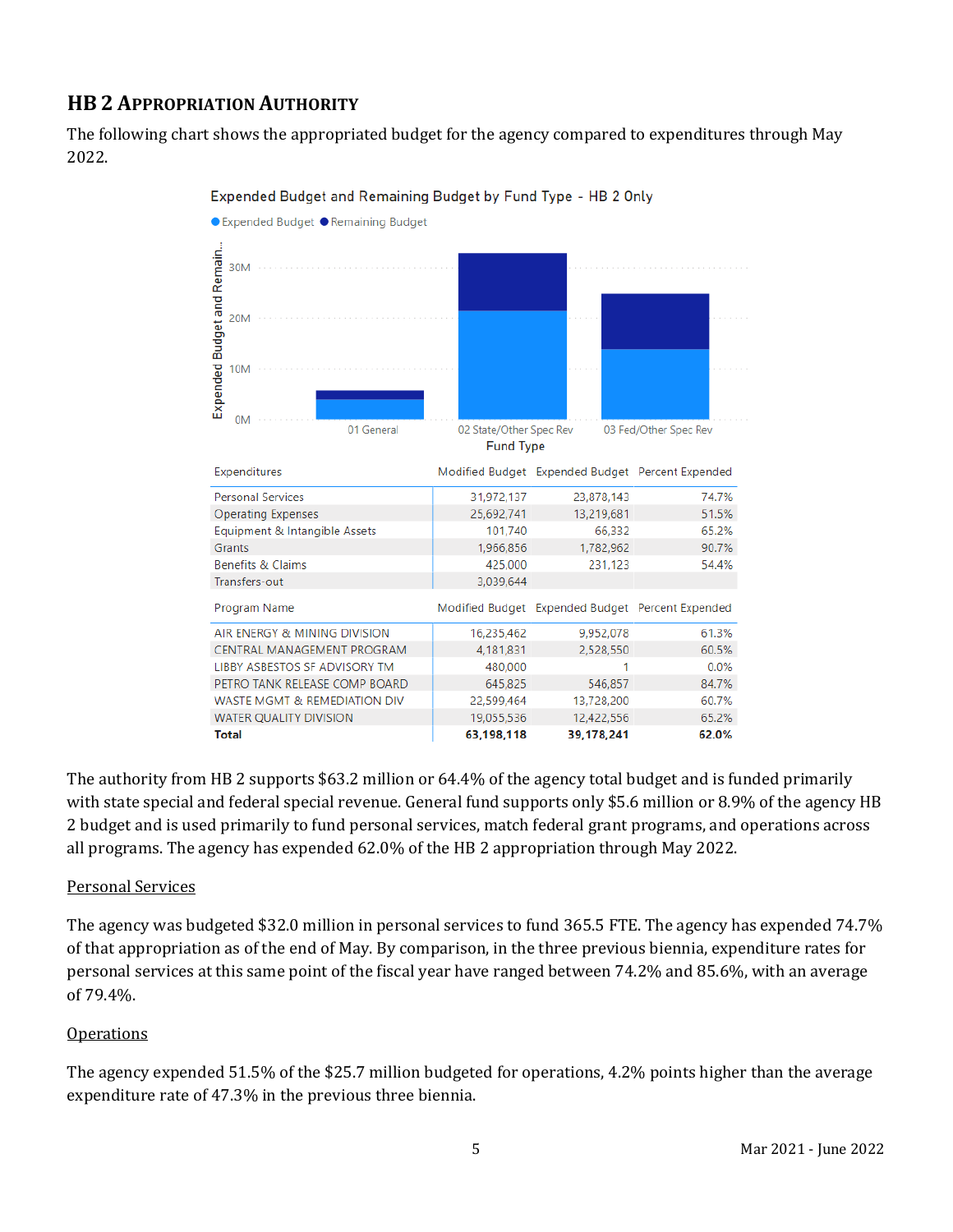## HB 2 Appropriation Authority

The following chart shows the appropriated budget for the agency compared to expenditures through May 2022.

Expended Budget and Remaining Budget by Fund Type - HB 2 Only

| Expenditures | Modified Budget | Expended Budget | Percent Expended |
|---|---|---|---|
| Personal Services | 31,972,137 | 23,878,143 | 74.7% |
| Operating Expenses | 25,692,741 | 13,219,681 | 51.5% |
| Equipment & Intangible Assets | 101,740 | 66,332 | 65.2% |
| Grants | 1,966,856 | 1,782,962 | 90.7% |
| Benefits & Claims | 425,000 | 231,123 | 54.4% |
| Transfers-out | 3,039,644 | | |

| Program Name | Modified Budget | Expended Budget | Percent Expended |
|---|---|---|---|
| AIR ENERGY & MINING DIVISION | 16,235,462 | 9,952,078 | 61.3% |
| CENTRAL MANAGEMENT PROGRAM | 4,181,831 | 2,528,550 | 60.5% |
| LIBBY ASBESTOS SF ADVISORY TM | 480,000 | 1 | 0.0% |
| PETRO TANK RELEASE COMP BOARD | 645,825 | 546,857 | 84.7% |
| WASTE MGMT & REMEDIATION DIV | 22,599,464 | 13,728,200 | 60.7% |
| WATER QUALITY DIVISION | 19,055,536 | 12,422,556 | 65.2% |
| **Total** | **63,198,118** | **39,178,241** | **62.0%** |

The authority from HB 2 supports $63.2 million or 64.4% of the agency total budget and is funded primarily with state special and federal special revenue. General fund supports only $5.6 million or 8.9% of the agency HB 2 budget and is used primarily to fund personal services, match federal grant programs, and operations across all programs. The agency has expended 62.0% of the HB 2 appropriation through May 2022.

### Personal Services

The agency was budgeted $32.0 million in personal services to fund 365.5 FTE. The agency has expended 74.7% of that appropriation as of the end of May. By comparison, in the three previous biennia, expenditure rates for personal services at this same point of the fiscal year have ranged between 74.2% and 85.6%, with an average of 79.4%.

### Operations

The agency expended 51.5% of the $25.7 million budgeted for operations, 4.2% points higher than the average expenditure rate of 47.3% in the previous three biennia.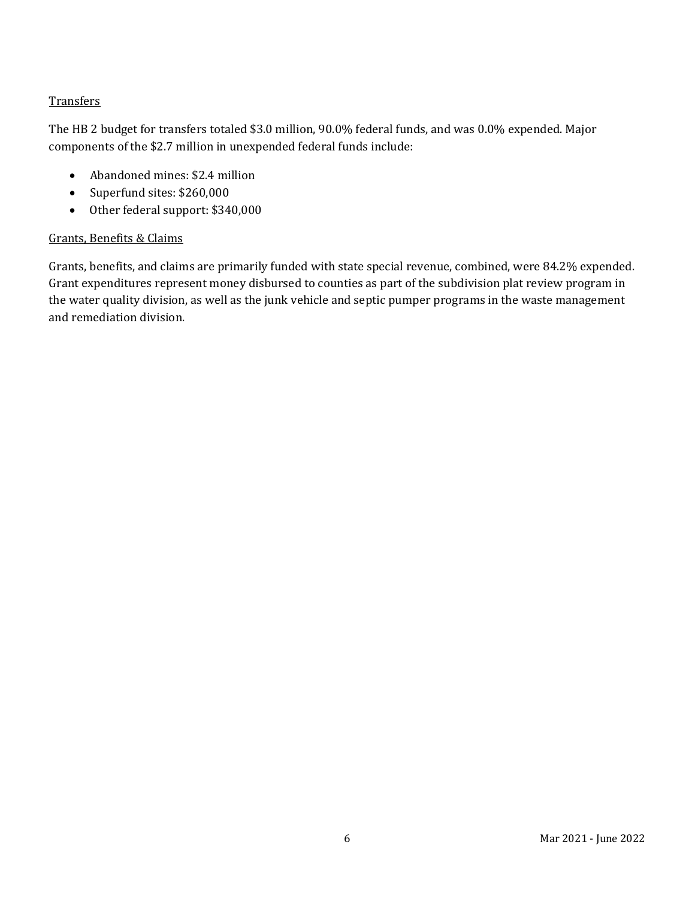<u>Transfers</u>

The HB 2 budget for transfers totaled $3.0 million, 90.0% federal funds, and was 0.0% expended. Major components of the $2.7 million in unexpended federal funds include:

- Abandoned mines: $2.4 million
- Superfund sites: $260,000
- Other federal support: $340,000

<u>Grants, Benefits & Claims</u>

Grants, benefits, and claims are primarily funded with state special revenue, combined, were 84.2% expended. Grant expenditures represent money disbursed to counties as part of the subdivision plat review program in the water quality division, as well as the junk vehicle and septic pumper programs in the waste management and remediation division.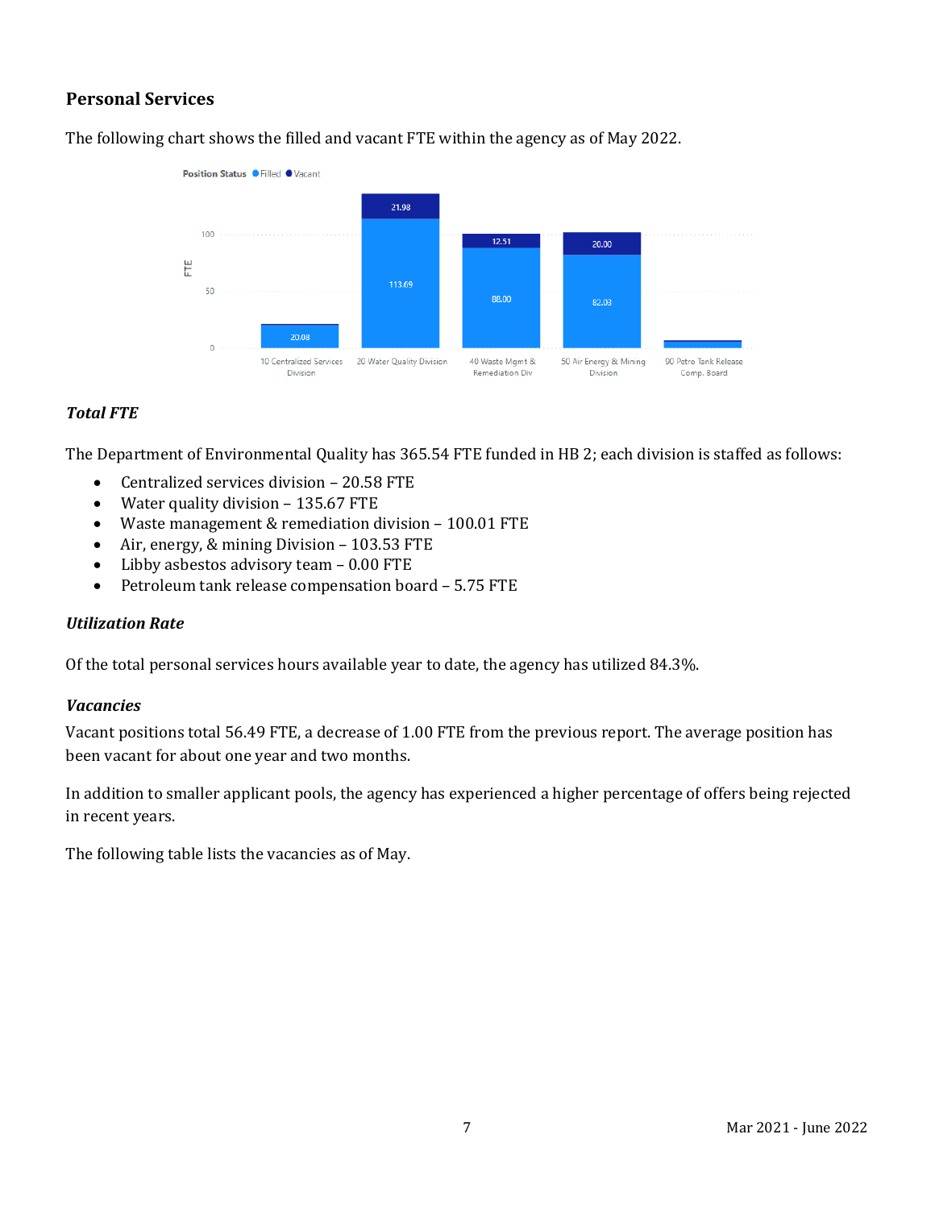## Personal Services

The following chart shows the filled and vacant FTE within the agency as of May 2022.

Position Status: Filled / Vacant

| Division | Filled | Vacant |
|---|---|---|
| 10 Centralized Services Division | 20.08 | |
| 20 Water Quality Division | 113.69 | 21.98 |
| 40 Waste Mgmt & Remediation Div | 88.00 | 12.51 |
| 50 Air Energy & Mining Division | 82.03 | 20.00 |
| 90 Petro Tank Release Comp. Board | | |

### *Total FTE*

The Department of Environmental Quality has 365.54 FTE funded in HB 2; each division is staffed as follows:

- Centralized services division – 20.58 FTE
- Water quality division – 135.67 FTE
- Waste management & remediation division – 100.01 FTE
- Air, energy, & mining Division – 103.53 FTE
- Libby asbestos advisory team – 0.00 FTE
- Petroleum tank release compensation board – 5.75 FTE

### *Utilization Rate*

Of the total personal services hours available year to date, the agency has utilized 84.3%.

### *Vacancies*

Vacant positions total 56.49 FTE, a decrease of 1.00 FTE from the previous report. The average position has been vacant for about one year and two months.

In addition to smaller applicant pools, the agency has experienced a higher percentage of offers being rejected in recent years.

The following table lists the vacancies as of May.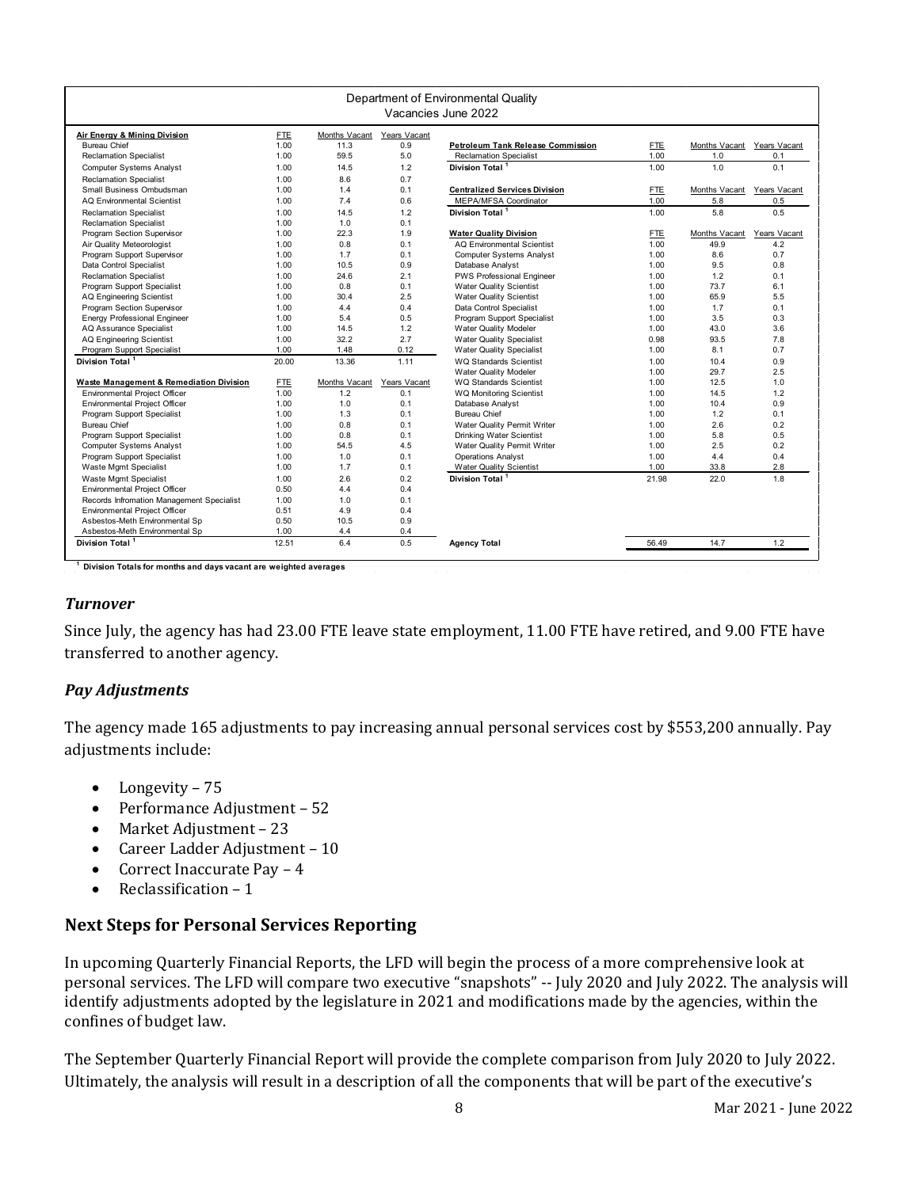Department of Environmental Quality
Vacancies June 2022

| Air Energy & Mining Division | FTE | Months Vacant | Years Vacant |
|---|---|---|---|
| Bureau Chief | 1.00 | 11.3 | 0.9 |
| Reclamation Specialist | 1.00 | 59.5 | 5.0 |
| Computer Systems Analyst | 1.00 | 14.5 | 1.2 |
| Reclamation Specialist | 1.00 | 8.6 | 0.7 |
| Small Business Ombudsman | 1.00 | 1.4 | 0.1 |
| AQ Environmental Scientist | 1.00 | 7.4 | 0.6 |
| Reclamation Specialist | 1.00 | 14.5 | 1.2 |
| Reclamation Specialist | 1.00 | 1.0 | 0.1 |
| Program Section Supervisor | 1.00 | 22.3 | 1.9 |
| Air Quality Meteorologist | 1.00 | 0.8 | 0.1 |
| Program Support Supervisor | 1.00 | 1.7 | 0.1 |
| Data Control Specialist | 1.00 | 10.5 | 0.9 |
| Reclamation Specialist | 1.00 | 24.6 | 2.1 |
| Program Support Specialist | 1.00 | 0.8 | 0.1 |
| AQ Engineering Scientist | 1.00 | 30.4 | 2.5 |
| Program Section Supervisor | 1.00 | 4.4 | 0.4 |
| Energy Professional Engineer | 1.00 | 5.4 | 0.5 |
| AQ Assurance Specialist | 1.00 | 14.5 | 1.2 |
| AQ Engineering Scientist | 1.00 | 32.2 | 2.7 |
| Program Support Specialist | 1.00 | 1.48 | 0.12 |
| **Division Total** [1] | 20.00 | 13.36 | 1.11 |

| Waste Management & Remediation Division | FTE | Months Vacant | Years Vacant |
|---|---|---|---|
| Environmental Project Officer | 1.00 | 1.2 | 0.1 |
| Environmental Project Officer | 1.00 | 1.0 | 0.1 |
| Program Support Specialist | 1.00 | 1.3 | 0.1 |
| Bureau Chief | 1.00 | 0.8 | 0.1 |
| Program Support Specialist | 1.00 | 0.8 | 0.1 |
| Computer Systems Analyst | 1.00 | 54.5 | 4.5 |
| Program Support Specialist | 1.00 | 1.0 | 0.1 |
| Waste Mgmt Specialist | 1.00 | 1.7 | 0.1 |
| Waste Mgmt Specialist | 1.00 | 2.6 | 0.2 |
| Environmental Project Officer | 0.50 | 4.4 | 0.4 |
| Records Infromation Management Specialist | 1.00 | 1.0 | 0.1 |
| Environmental Project Officer | 0.51 | 4.9 | 0.4 |
| Asbestos-Meth Environmental Sp | 0.50 | 10.5 | 0.9 |
| Asbestos-Meth Environmental Sp | 1.00 | 4.4 | 0.4 |
| **Division Total** [1] | 12.51 | 6.4 | 0.5 |

| Petroleum Tank Release Commission | FTE | Months Vacant | Years Vacant |
|---|---|---|---|
| Reclamation Specialist | 1.00 | 1.0 | 0.1 |
| **Division Total** [1] | 1.00 | 1.0 | 0.1 |

| Centralized Services Division | FTE | Months Vacant | Years Vacant |
|---|---|---|---|
| MEPA/MFSA Coordinator | 1.00 | 5.8 | 0.5 |
| **Division Total** [1] | 1.00 | 5.8 | 0.5 |

| Water Quality Division | FTE | Months Vacant | Years Vacant |
|---|---|---|---|
| AQ Environmental Scientist | 1.00 | 49.9 | 4.2 |
| Computer Systems Analyst | 1.00 | 8.6 | 0.7 |
| Database Analyst | 1.00 | 9.5 | 0.8 |
| PWS Professional Engineer | 1.00 | 1.2 | 0.1 |
| Water Quality Scientist | 1.00 | 73.7 | 6.1 |
| Water Quality Scientist | 1.00 | 65.9 | 5.5 |
| Data Control Specialist | 1.00 | 1.7 | 0.1 |
| Program Support Specialist | 1.00 | 3.5 | 0.3 |
| Water Quality Modeler | 1.00 | 43.0 | 3.6 |
| Water Quality Specialist | 0.98 | 93.5 | 7.8 |
| Water Quality Specialist | 1.00 | 8.1 | 0.7 |
| WQ Standards Scientist | 1.00 | 10.4 | 0.9 |
| Water Quality Modeler | 1.00 | 29.7 | 2.5 |
| WQ Standards Scientist | 1.00 | 12.5 | 1.0 |
| WQ Monitoring Scientist | 1.00 | 14.5 | 1.2 |
| Database Analyst | 1.00 | 10.4 | 0.9 |
| Bureau Chief | 1.00 | 1.2 | 0.1 |
| Water Quality Permit Writer | 1.00 | 2.6 | 0.2 |
| Drinking Water Scientist | 1.00 | 5.8 | 0.5 |
| Water Quality Permit Writer | 1.00 | 2.5 | 0.2 |
| Operations Analyst | 1.00 | 4.4 | 0.4 |
| Water Quality Scientist | 1.00 | 33.8 | 2.8 |
| **Division Total** [1] | 21.98 | 22.0 | 1.8 |

| | FTE | Months Vacant | Years Vacant |
|---|---|---|---|
| **Agency Total** | 56.49 | 14.7 | 1.2 |

[1] **Division Totals for months and days vacant are weighted averages**

### *Turnover*

Since July, the agency has had 23.00 FTE leave state employment, 11.00 FTE have retired, and 9.00 FTE have transferred to another agency.

### *Pay Adjustments*

The agency made 165 adjustments to pay increasing annual personal services cost by $553,200 annually. Pay adjustments include:

- Longevity – 75
- Performance Adjustment – 52
- Market Adjustment – 23
- Career Ladder Adjustment – 10
- Correct Inaccurate Pay – 4
- Reclassification – 1

## Next Steps for Personal Services Reporting

In upcoming Quarterly Financial Reports, the LFD will begin the process of a more comprehensive look at personal services. The LFD will compare two executive "snapshots" -- July 2020 and July 2022. The analysis will identify adjustments adopted by the legislature in 2021 and modifications made by the agencies, within the confines of budget law.

The September Quarterly Financial Report will provide the complete comparison from July 2020 to July 2022. Ultimately, the analysis will result in a description of all the components that will be part of the executive's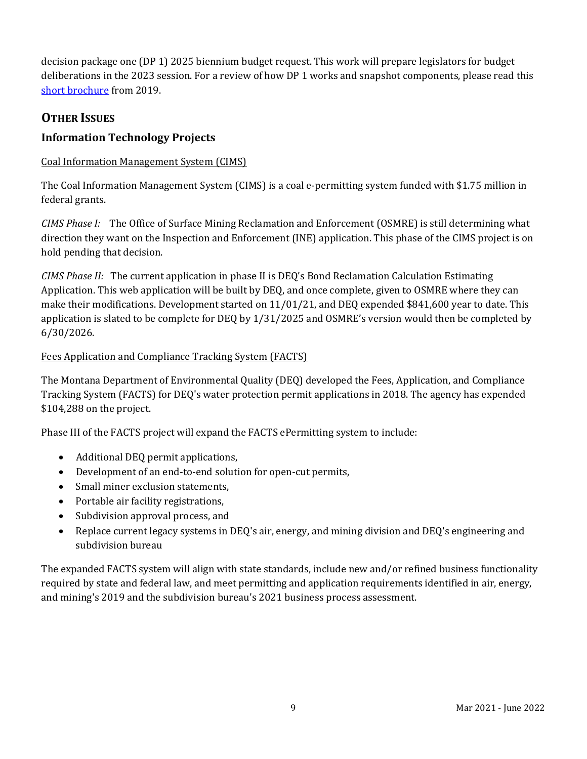decision package one (DP 1) 2025 biennium budget request. This work will prepare legislators for budget deliberations in the 2023 session. For a review of how DP 1 works and snapshot components, please read this [short brochure](#) from 2019.

## OTHER ISSUES

### Information Technology Projects

<u>Coal Information Management System (CIMS)</u>

The Coal Information Management System (CIMS) is a coal e-permitting system funded with $1.75 million in federal grants.

*CIMS Phase I:* The Office of Surface Mining Reclamation and Enforcement (OSMRE) is still determining what direction they want on the Inspection and Enforcement (INE) application. This phase of the CIMS project is on hold pending that decision.

*CIMS Phase II:* The current application in phase II is DEQ's Bond Reclamation Calculation Estimating Application. This web application will be built by DEQ, and once complete, given to OSMRE where they can make their modifications. Development started on 11/01/21, and DEQ expended $841,600 year to date. This application is slated to be complete for DEQ by 1/31/2025 and OSMRE's version would then be completed by 6/30/2026.

<u>Fees Application and Compliance Tracking System (FACTS)</u>

The Montana Department of Environmental Quality (DEQ) developed the Fees, Application, and Compliance Tracking System (FACTS) for DEQ's water protection permit applications in 2018. The agency has expended $104,288 on the project.

Phase III of the FACTS project will expand the FACTS ePermitting system to include:

- Additional DEQ permit applications,
- Development of an end-to-end solution for open-cut permits,
- Small miner exclusion statements,
- Portable air facility registrations,
- Subdivision approval process, and
- Replace current legacy systems in DEQ's air, energy, and mining division and DEQ's engineering and subdivision bureau

The expanded FACTS system will align with state standards, include new and/or refined business functionality required by state and federal law, and meet permitting and application requirements identified in air, energy, and mining's 2019 and the subdivision bureau's 2021 business process assessment.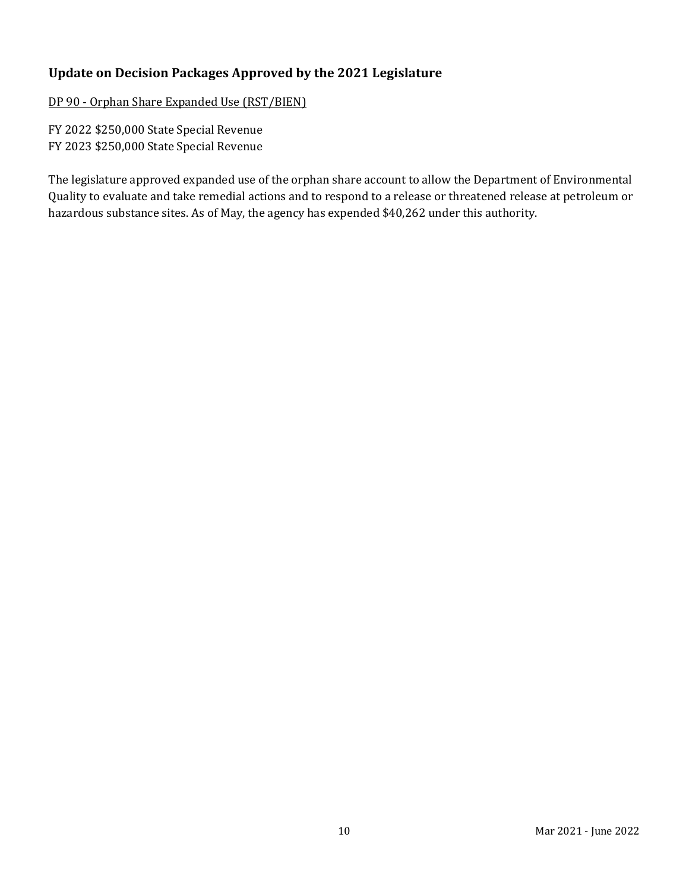### Update on Decision Packages Approved by the 2021 Legislature

DP 90 - Orphan Share Expanded Use (RST/BIEN)

FY 2022 $250,000 State Special Revenue
FY 2023 $250,000 State Special Revenue

The legislature approved expanded use of the orphan share account to allow the Department of Environmental Quality to evaluate and take remedial actions and to respond to a release or threatened release at petroleum or hazardous substance sites. As of May, the agency has expended $40,262 under this authority.